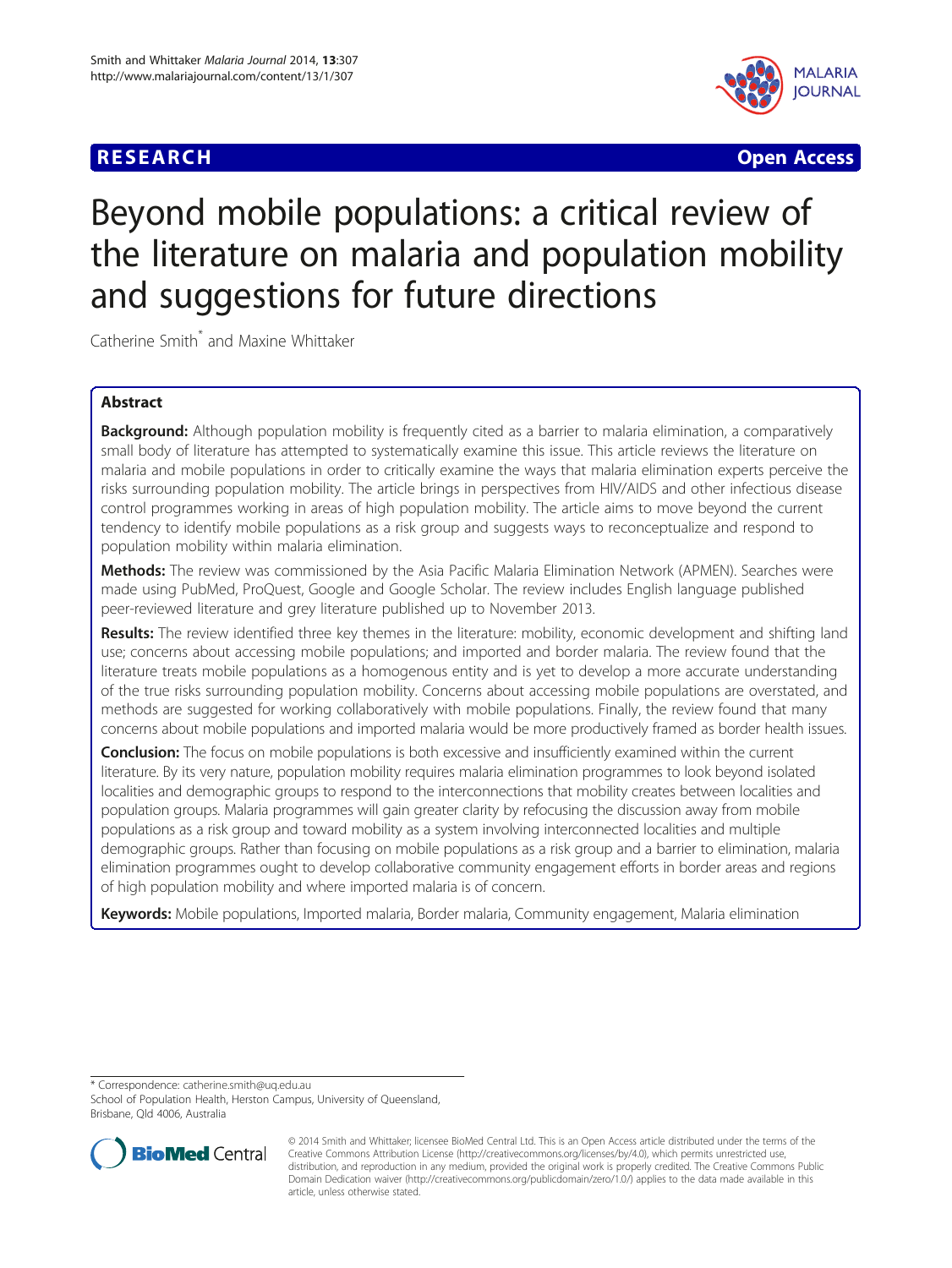RESEARCH Open Access

# Beyond mobile populations: a critical review of the literature on malaria and population mobility and suggestions for future directions

Catherine Smith* and Maxine Whittaker

## Abstract

**Background:** Although population mobility is frequently cited as a barrier to malaria elimination, a comparatively small body of literature has attempted to systematically examine this issue. This article reviews the literature on malaria and mobile populations in order to critically examine the ways that malaria elimination experts perceive the risks surrounding population mobility. The article brings in perspectives from HIV/AIDS and other infectious disease control programmes working in areas of high population mobility. The article aims to move beyond the current tendency to identify mobile populations as a risk group and suggests ways to reconceptualize and respond to population mobility within malaria elimination.

**Methods:** The review was commissioned by the Asia Pacific Malaria Elimination Network (APMEN). Searches were made using PubMed, ProQuest, Google and Google Scholar. The review includes English language published peer-reviewed literature and grey literature published up to November 2013.

**Results:** The review identified three key themes in the literature: mobility, economic development and shifting land use; concerns about accessing mobile populations; and imported and border malaria. The review found that the literature treats mobile populations as a homogenous entity and is yet to develop a more accurate understanding of the true risks surrounding population mobility. Concerns about accessing mobile populations are overstated, and methods are suggested for working collaboratively with mobile populations. Finally, the review found that many concerns about mobile populations and imported malaria would be more productively framed as border health issues.

**Conclusion:** The focus on mobile populations is both excessive and insufficiently examined within the current literature. By its very nature, population mobility requires malaria elimination programmes to look beyond isolated localities and demographic groups to respond to the interconnections that mobility creates between localities and population groups. Malaria programmes will gain greater clarity by refocusing the discussion away from mobile populations as a risk group and toward mobility as a system involving interconnected localities and multiple demographic groups. Rather than focusing on mobile populations as a risk group and a barrier to elimination, malaria elimination programmes ought to develop collaborative community engagement efforts in border areas and regions of high population mobility and where imported malaria is of concern.

**Keywords:** Mobile populations, Imported malaria, Border malaria, Community engagement, Malaria elimination

---

* Correspondence: catherine.smith@uq.edu.au
School of Population Health, Herston Campus, University of Queensland, Brisbane, Qld 4006, Australia

© 2014 Smith and Whittaker; licensee BioMed Central Ltd. This is an Open Access article distributed under the terms of the Creative Commons Attribution License (http://creativecommons.org/licenses/by/4.0), which permits unrestricted use, distribution, and reproduction in any medium, provided the original work is properly credited. The Creative Commons Public Domain Dedication waiver (http://creativecommons.org/publicdomain/zero/1.0/) applies to the data made available in this article, unless otherwise stated.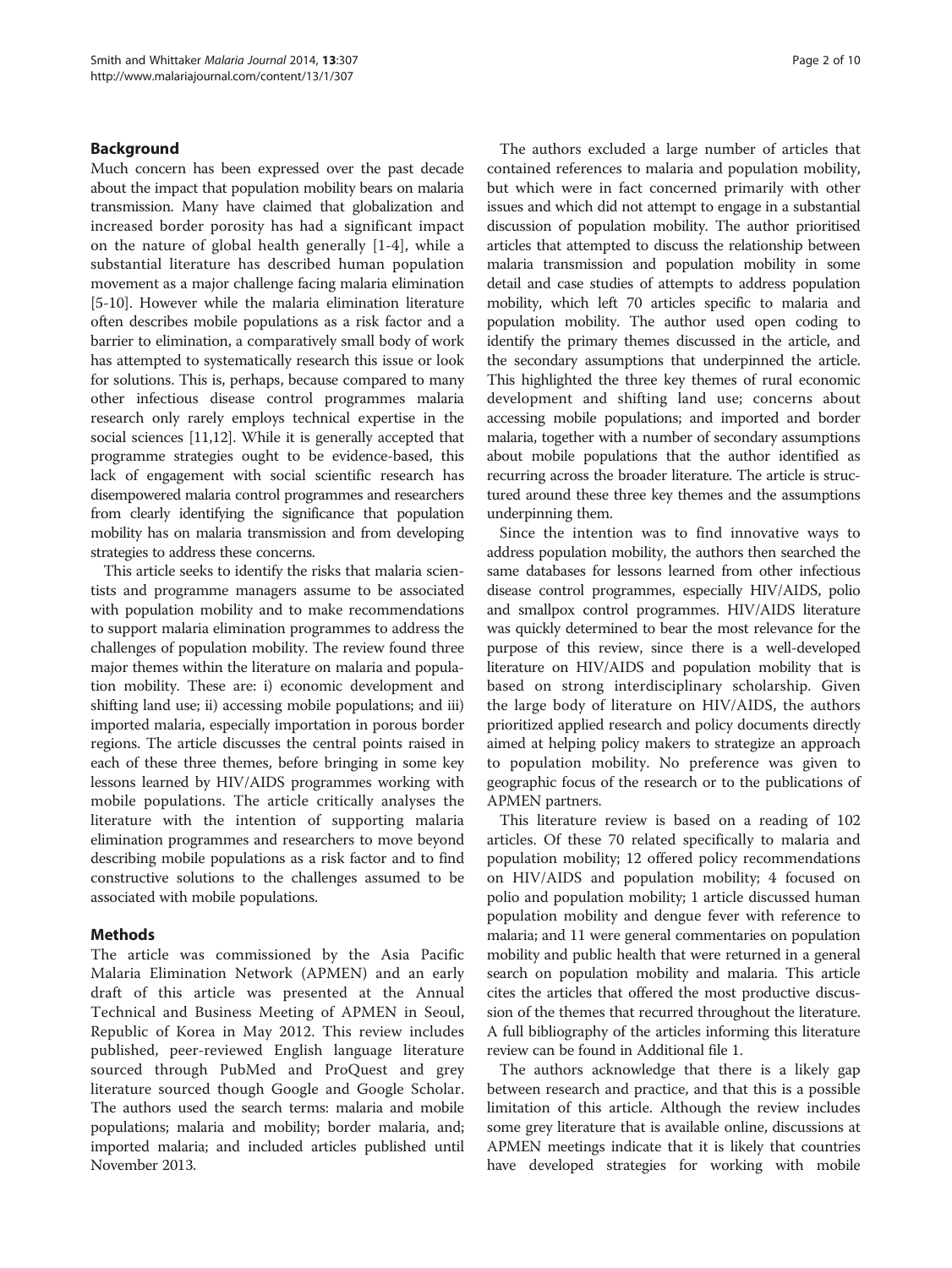## Background

Much concern has been expressed over the past decade about the impact that population mobility bears on malaria transmission. Many have claimed that globalization and increased border porosity has had a significant impact on the nature of global health generally [1-4], while a substantial literature has described human population movement as a major challenge facing malaria elimination [5-10]. However while the malaria elimination literature often describes mobile populations as a risk factor and a barrier to elimination, a comparatively small body of work has attempted to systematically research this issue or look for solutions. This is, perhaps, because compared to many other infectious disease control programmes malaria research only rarely employs technical expertise in the social sciences [11,12]. While it is generally accepted that programme strategies ought to be evidence-based, this lack of engagement with social scientific research has disempowered malaria control programmes and researchers from clearly identifying the significance that population mobility has on malaria transmission and from developing strategies to address these concerns.

This article seeks to identify the risks that malaria scientists and programme managers assume to be associated with population mobility and to make recommendations to support malaria elimination programmes to address the challenges of population mobility. The review found three major themes within the literature on malaria and population mobility. These are: i) economic development and shifting land use; ii) accessing mobile populations; and iii) imported malaria, especially importation in porous border regions. The article discusses the central points raised in each of these three themes, before bringing in some key lessons learned by HIV/AIDS programmes working with mobile populations. The article critically analyses the literature with the intention of supporting malaria elimination programmes and researchers to move beyond describing mobile populations as a risk factor and to find constructive solutions to the challenges assumed to be associated with mobile populations.

## Methods

The article was commissioned by the Asia Pacific Malaria Elimination Network (APMEN) and an early draft of this article was presented at the Annual Technical and Business Meeting of APMEN in Seoul, Republic of Korea in May 2012. This review includes published, peer-reviewed English language literature sourced through PubMed and ProQuest and grey literature sourced though Google and Google Scholar. The authors used the search terms: malaria and mobile populations; malaria and mobility; border malaria, and; imported malaria; and included articles published until November 2013.

The authors excluded a large number of articles that contained references to malaria and population mobility, but which were in fact concerned primarily with other issues and which did not attempt to engage in a substantial discussion of population mobility. The author prioritised articles that attempted to discuss the relationship between malaria transmission and population mobility in some detail and case studies of attempts to address population mobility, which left 70 articles specific to malaria and population mobility. The author used open coding to identify the primary themes discussed in the article, and the secondary assumptions that underpinned the article. This highlighted the three key themes of rural economic development and shifting land use; concerns about accessing mobile populations; and imported and border malaria, together with a number of secondary assumptions about mobile populations that the author identified as recurring across the broader literature. The article is structured around these three key themes and the assumptions underpinning them.

Since the intention was to find innovative ways to address population mobility, the authors then searched the same databases for lessons learned from other infectious disease control programmes, especially HIV/AIDS, polio and smallpox control programmes. HIV/AIDS literature was quickly determined to bear the most relevance for the purpose of this review, since there is a well-developed literature on HIV/AIDS and population mobility that is based on strong interdisciplinary scholarship. Given the large body of literature on HIV/AIDS, the authors prioritized applied research and policy documents directly aimed at helping policy makers to strategize an approach to population mobility. No preference was given to geographic focus of the research or to the publications of APMEN partners.

This literature review is based on a reading of 102 articles. Of these 70 related specifically to malaria and population mobility; 12 offered policy recommendations on HIV/AIDS and population mobility; 4 focused on polio and population mobility; 1 article discussed human population mobility and dengue fever with reference to malaria; and 11 were general commentaries on population mobility and public health that were returned in a general search on population mobility and malaria. This article cites the articles that offered the most productive discussion of the themes that recurred throughout the literature. A full bibliography of the articles informing this literature review can be found in Additional file 1.

The authors acknowledge that there is a likely gap between research and practice, and that this is a possible limitation of this article. Although the review includes some grey literature that is available online, discussions at APMEN meetings indicate that it is likely that countries have developed strategies for working with mobile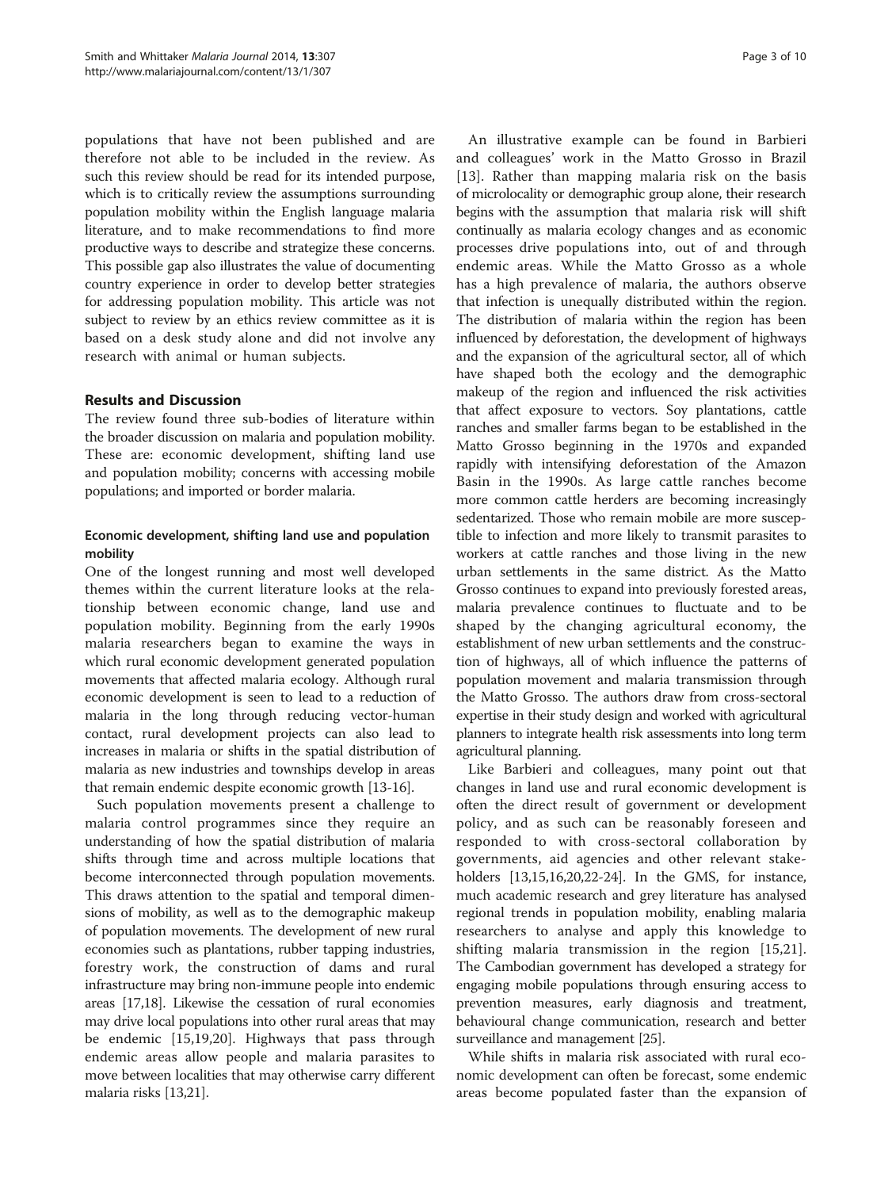populations that have not been published and are therefore not able to be included in the review. As such this review should be read for its intended purpose, which is to critically review the assumptions surrounding population mobility within the English language malaria literature, and to make recommendations to find more productive ways to describe and strategize these concerns. This possible gap also illustrates the value of documenting country experience in order to develop better strategies for addressing population mobility. This article was not subject to review by an ethics review committee as it is based on a desk study alone and did not involve any research with animal or human subjects.

## Results and Discussion

The review found three sub-bodies of literature within the broader discussion on malaria and population mobility. These are: economic development, shifting land use and population mobility; concerns with accessing mobile populations; and imported or border malaria.

### Economic development, shifting land use and population mobility

One of the longest running and most well developed themes within the current literature looks at the relationship between economic change, land use and population mobility. Beginning from the early 1990s malaria researchers began to examine the ways in which rural economic development generated population movements that affected malaria ecology. Although rural economic development is seen to lead to a reduction of malaria in the long through reducing vector-human contact, rural development projects can also lead to increases in malaria or shifts in the spatial distribution of malaria as new industries and townships develop in areas that remain endemic despite economic growth [13-16].

Such population movements present a challenge to malaria control programmes since they require an understanding of how the spatial distribution of malaria shifts through time and across multiple locations that become interconnected through population movements. This draws attention to the spatial and temporal dimensions of mobility, as well as to the demographic makeup of population movements. The development of new rural economies such as plantations, rubber tapping industries, forestry work, the construction of dams and rural infrastructure may bring non-immune people into endemic areas [17,18]. Likewise the cessation of rural economies may drive local populations into other rural areas that may be endemic [15,19,20]. Highways that pass through endemic areas allow people and malaria parasites to move between localities that may otherwise carry different malaria risks [13,21].

An illustrative example can be found in Barbieri and colleagues' work in the Matto Grosso in Brazil [13]. Rather than mapping malaria risk on the basis of microlocality or demographic group alone, their research begins with the assumption that malaria risk will shift continually as malaria ecology changes and as economic processes drive populations into, out of and through endemic areas. While the Matto Grosso as a whole has a high prevalence of malaria, the authors observe that infection is unequally distributed within the region. The distribution of malaria within the region has been influenced by deforestation, the development of highways and the expansion of the agricultural sector, all of which have shaped both the ecology and the demographic makeup of the region and influenced the risk activities that affect exposure to vectors. Soy plantations, cattle ranches and smaller farms began to be established in the Matto Grosso beginning in the 1970s and expanded rapidly with intensifying deforestation of the Amazon Basin in the 1990s. As large cattle ranches become more common cattle herders are becoming increasingly sedentarized. Those who remain mobile are more susceptible to infection and more likely to transmit parasites to workers at cattle ranches and those living in the new urban settlements in the same district. As the Matto Grosso continues to expand into previously forested areas, malaria prevalence continues to fluctuate and to be shaped by the changing agricultural economy, the establishment of new urban settlements and the construction of highways, all of which influence the patterns of population movement and malaria transmission through the Matto Grosso. The authors draw from cross-sectoral expertise in their study design and worked with agricultural planners to integrate health risk assessments into long term agricultural planning.

Like Barbieri and colleagues, many point out that changes in land use and rural economic development is often the direct result of government or development policy, and as such can be reasonably foreseen and responded to with cross-sectoral collaboration by governments, aid agencies and other relevant stakeholders [13,15,16,20,22-24]. In the GMS, for instance, much academic research and grey literature has analysed regional trends in population mobility, enabling malaria researchers to analyse and apply this knowledge to shifting malaria transmission in the region [15,21]. The Cambodian government has developed a strategy for engaging mobile populations through ensuring access to prevention measures, early diagnosis and treatment, behavioural change communication, research and better surveillance and management [25].

While shifts in malaria risk associated with rural economic development can often be forecast, some endemic areas become populated faster than the expansion of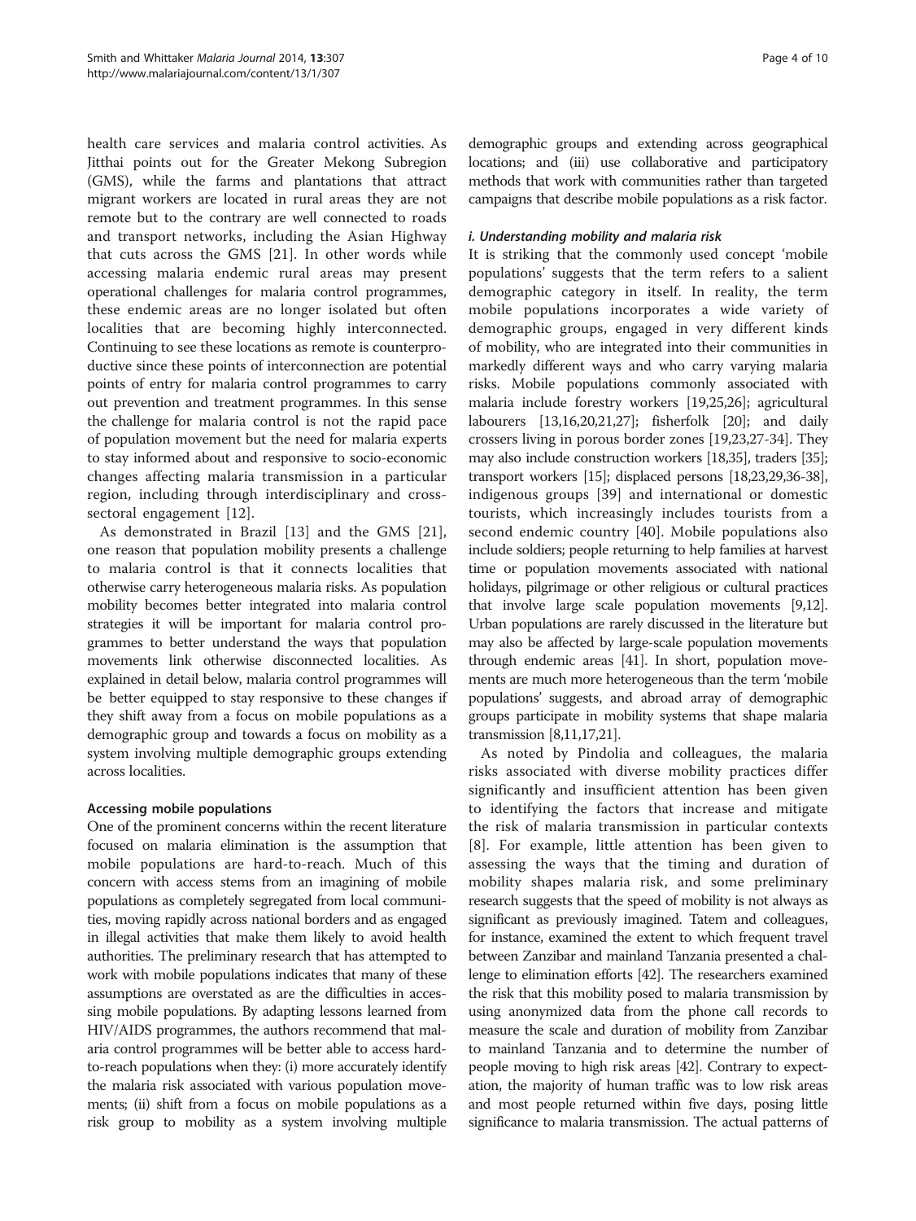health care services and malaria control activities. As Jitthai points out for the Greater Mekong Subregion (GMS), while the farms and plantations that attract migrant workers are located in rural areas they are not remote but to the contrary are well connected to roads and transport networks, including the Asian Highway that cuts across the GMS [21]. In other words while accessing malaria endemic rural areas may present operational challenges for malaria control programmes, these endemic areas are no longer isolated but often localities that are becoming highly interconnected. Continuing to see these locations as remote is counterproductive since these points of interconnection are potential points of entry for malaria control programmes to carry out prevention and treatment programmes. In this sense the challenge for malaria control is not the rapid pace of population movement but the need for malaria experts to stay informed about and responsive to socio-economic changes affecting malaria transmission in a particular region, including through interdisciplinary and cross-sectoral engagement [12].

As demonstrated in Brazil [13] and the GMS [21], one reason that population mobility presents a challenge to malaria control is that it connects localities that otherwise carry heterogeneous malaria risks. As population mobility becomes better integrated into malaria control strategies it will be important for malaria control programmes to better understand the ways that population movements link otherwise disconnected localities. As explained in detail below, malaria control programmes will be better equipped to stay responsive to these changes if they shift away from a focus on mobile populations as a demographic group and towards a focus on mobility as a system involving multiple demographic groups extending across localities.

## Accessing mobile populations

One of the prominent concerns within the recent literature focused on malaria elimination is the assumption that mobile populations are hard-to-reach. Much of this concern with access stems from an imagining of mobile populations as completely segregated from local communities, moving rapidly across national borders and as engaged in illegal activities that make them likely to avoid health authorities. The preliminary research that has attempted to work with mobile populations indicates that many of these assumptions are overstated as are the difficulties in accessing mobile populations. By adapting lessons learned from HIV/AIDS programmes, the authors recommend that malaria control programmes will be better able to access hard-to-reach populations when they: (i) more accurately identify the malaria risk associated with various population movements; (ii) shift from a focus on mobile populations as a risk group to mobility as a system involving multiple demographic groups and extending across geographical locations; and (iii) use collaborative and participatory methods that work with communities rather than targeted campaigns that describe mobile populations as a risk factor.

### *i. Understanding mobility and malaria risk*

It is striking that the commonly used concept 'mobile populations' suggests that the term refers to a salient demographic category in itself. In reality, the term mobile populations incorporates a wide variety of demographic groups, engaged in very different kinds of mobility, who are integrated into their communities in markedly different ways and who carry varying malaria risks. Mobile populations commonly associated with malaria include forestry workers [19,25,26]; agricultural labourers [13,16,20,21,27]; fisherfolk [20]; and daily crossers living in porous border zones [19,23,27-34]. They may also include construction workers [18,35], traders [35]; transport workers [15]; displaced persons [18,23,29,36-38], indigenous groups [39] and international or domestic tourists, which increasingly includes tourists from a second endemic country [40]. Mobile populations also include soldiers; people returning to help families at harvest time or population movements associated with national holidays, pilgrimage or other religious or cultural practices that involve large scale population movements [9,12]. Urban populations are rarely discussed in the literature but may also be affected by large-scale population movements through endemic areas [41]. In short, population movements are much more heterogeneous than the term 'mobile populations' suggests, and abroad array of demographic groups participate in mobility systems that shape malaria transmission [8,11,17,21].

As noted by Pindolia and colleagues, the malaria risks associated with diverse mobility practices differ significantly and insufficient attention has been given to identifying the factors that increase and mitigate the risk of malaria transmission in particular contexts [8]. For example, little attention has been given to assessing the ways that the timing and duration of mobility shapes malaria risk, and some preliminary research suggests that the speed of mobility is not always as significant as previously imagined. Tatem and colleagues, for instance, examined the extent to which frequent travel between Zanzibar and mainland Tanzania presented a challenge to elimination efforts [42]. The researchers examined the risk that this mobility posed to malaria transmission by using anonymized data from the phone call records to measure the scale and duration of mobility from Zanzibar to mainland Tanzania and to determine the number of people moving to high risk areas [42]. Contrary to expectation, the majority of human traffic was to low risk areas and most people returned within five days, posing little significance to malaria transmission. The actual patterns of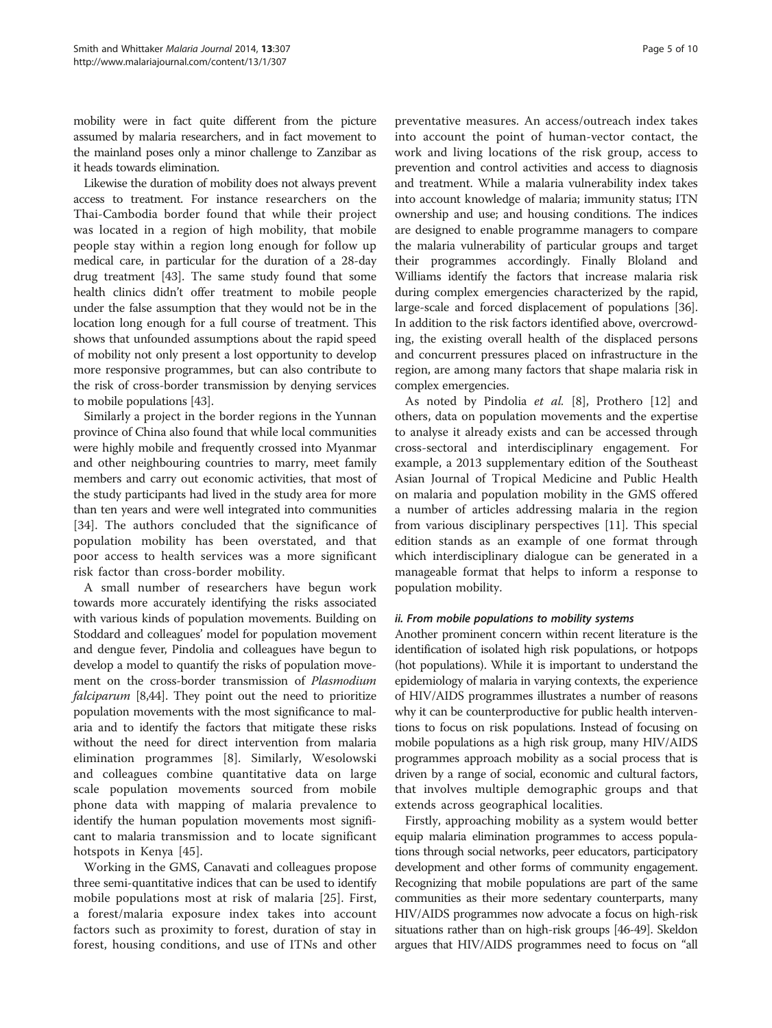mobility were in fact quite different from the picture assumed by malaria researchers, and in fact movement to the mainland poses only a minor challenge to Zanzibar as it heads towards elimination.

Likewise the duration of mobility does not always prevent access to treatment. For instance researchers on the Thai-Cambodia border found that while their project was located in a region of high mobility, that mobile people stay within a region long enough for follow up medical care, in particular for the duration of a 28-day drug treatment [43]. The same study found that some health clinics didn't offer treatment to mobile people under the false assumption that they would not be in the location long enough for a full course of treatment. This shows that unfounded assumptions about the rapid speed of mobility not only present a lost opportunity to develop more responsive programmes, but can also contribute to the risk of cross-border transmission by denying services to mobile populations [43].

Similarly a project in the border regions in the Yunnan province of China also found that while local communities were highly mobile and frequently crossed into Myanmar and other neighbouring countries to marry, meet family members and carry out economic activities, that most of the study participants had lived in the study area for more than ten years and were well integrated into communities [34]. The authors concluded that the significance of population mobility has been overstated, and that poor access to health services was a more significant risk factor than cross-border mobility.

A small number of researchers have begun work towards more accurately identifying the risks associated with various kinds of population movements. Building on Stoddard and colleagues' model for population movement and dengue fever, Pindolia and colleagues have begun to develop a model to quantify the risks of population movement on the cross-border transmission of *Plasmodium falciparum* [8,44]. They point out the need to prioritize population movements with the most significance to malaria and to identify the factors that mitigate these risks without the need for direct intervention from malaria elimination programmes [8]. Similarly, Wesolowski and colleagues combine quantitative data on large scale population movements sourced from mobile phone data with mapping of malaria prevalence to identify the human population movements most significant to malaria transmission and to locate significant hotspots in Kenya [45].

Working in the GMS, Canavati and colleagues propose three semi-quantitative indices that can be used to identify mobile populations most at risk of malaria [25]. First, a forest/malaria exposure index takes into account factors such as proximity to forest, duration of stay in forest, housing conditions, and use of ITNs and other preventative measures. An access/outreach index takes into account the point of human-vector contact, the work and living locations of the risk group, access to prevention and control activities and access to diagnosis and treatment. While a malaria vulnerability index takes into account knowledge of malaria; immunity status; ITN ownership and use; and housing conditions. The indices are designed to enable programme managers to compare the malaria vulnerability of particular groups and target their programmes accordingly. Finally Bloland and Williams identify the factors that increase malaria risk during complex emergencies characterized by the rapid, large-scale and forced displacement of populations [36]. In addition to the risk factors identified above, overcrowding, the existing overall health of the displaced persons and concurrent pressures placed on infrastructure in the region, are among many factors that shape malaria risk in complex emergencies.

As noted by Pindolia *et al.* [8], Prothero [12] and others, data on population movements and the expertise to analyse it already exists and can be accessed through cross-sectoral and interdisciplinary engagement. For example, a 2013 supplementary edition of the Southeast Asian Journal of Tropical Medicine and Public Health on malaria and population mobility in the GMS offered a number of articles addressing malaria in the region from various disciplinary perspectives [11]. This special edition stands as an example of one format through which interdisciplinary dialogue can be generated in a manageable format that helps to inform a response to population mobility.

#### *ii. From mobile populations to mobility systems*

Another prominent concern within recent literature is the identification of isolated high risk populations, or hotpops (hot populations). While it is important to understand the epidemiology of malaria in varying contexts, the experience of HIV/AIDS programmes illustrates a number of reasons why it can be counterproductive for public health interventions to focus on risk populations. Instead of focusing on mobile populations as a high risk group, many HIV/AIDS programmes approach mobility as a social process that is driven by a range of social, economic and cultural factors, that involves multiple demographic groups and that extends across geographical localities.

Firstly, approaching mobility as a system would better equip malaria elimination programmes to access populations through social networks, peer educators, participatory development and other forms of community engagement. Recognizing that mobile populations are part of the same communities as their more sedentary counterparts, many HIV/AIDS programmes now advocate a focus on high-risk situations rather than on high-risk groups [46-49]. Skeldon argues that HIV/AIDS programmes need to focus on "all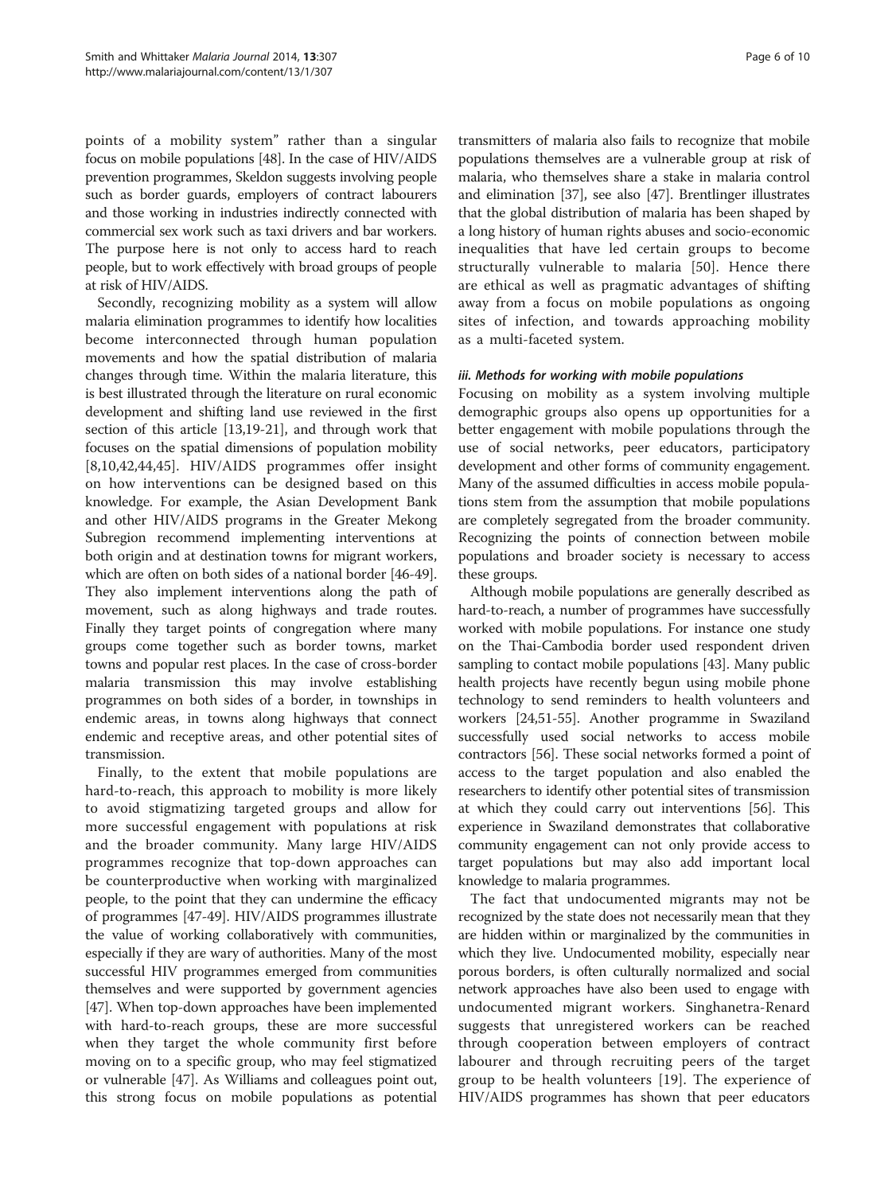points of a mobility system" rather than a singular focus on mobile populations [48]. In the case of HIV/AIDS prevention programmes, Skeldon suggests involving people such as border guards, employers of contract labourers and those working in industries indirectly connected with commercial sex work such as taxi drivers and bar workers. The purpose here is not only to access hard to reach people, but to work effectively with broad groups of people at risk of HIV/AIDS.

Secondly, recognizing mobility as a system will allow malaria elimination programmes to identify how localities become interconnected through human population movements and how the spatial distribution of malaria changes through time. Within the malaria literature, this is best illustrated through the literature on rural economic development and shifting land use reviewed in the first section of this article [13,19-21], and through work that focuses on the spatial dimensions of population mobility [8,10,42,44,45]. HIV/AIDS programmes offer insight on how interventions can be designed based on this knowledge. For example, the Asian Development Bank and other HIV/AIDS programs in the Greater Mekong Subregion recommend implementing interventions at both origin and at destination towns for migrant workers, which are often on both sides of a national border [46-49]. They also implement interventions along the path of movement, such as along highways and trade routes. Finally they target points of congregation where many groups come together such as border towns, market towns and popular rest places. In the case of cross-border malaria transmission this may involve establishing programmes on both sides of a border, in townships in endemic areas, in towns along highways that connect endemic and receptive areas, and other potential sites of transmission.

Finally, to the extent that mobile populations are hard-to-reach, this approach to mobility is more likely to avoid stigmatizing targeted groups and allow for more successful engagement with populations at risk and the broader community. Many large HIV/AIDS programmes recognize that top-down approaches can be counterproductive when working with marginalized people, to the point that they can undermine the efficacy of programmes [47-49]. HIV/AIDS programmes illustrate the value of working collaboratively with communities, especially if they are wary of authorities. Many of the most successful HIV programmes emerged from communities themselves and were supported by government agencies [47]. When top-down approaches have been implemented with hard-to-reach groups, these are more successful when they target the whole community first before moving on to a specific group, who may feel stigmatized or vulnerable [47]. As Williams and colleagues point out, this strong focus on mobile populations as potential transmitters of malaria also fails to recognize that mobile populations themselves are a vulnerable group at risk of malaria, who themselves share a stake in malaria control and elimination [37], see also [47]. Brentlinger illustrates that the global distribution of malaria has been shaped by a long history of human rights abuses and socio-economic inequalities that have led certain groups to become structurally vulnerable to malaria [50]. Hence there are ethical as well as pragmatic advantages of shifting away from a focus on mobile populations as ongoing sites of infection, and towards approaching mobility as a multi-faceted system.

#### *iii. Methods for working with mobile populations*

Focusing on mobility as a system involving multiple demographic groups also opens up opportunities for a better engagement with mobile populations through the use of social networks, peer educators, participatory development and other forms of community engagement. Many of the assumed difficulties in access mobile populations stem from the assumption that mobile populations are completely segregated from the broader community. Recognizing the points of connection between mobile populations and broader society is necessary to access these groups.

Although mobile populations are generally described as hard-to-reach, a number of programmes have successfully worked with mobile populations. For instance one study on the Thai-Cambodia border used respondent driven sampling to contact mobile populations [43]. Many public health projects have recently begun using mobile phone technology to send reminders to health volunteers and workers [24,51-55]. Another programme in Swaziland successfully used social networks to access mobile contractors [56]. These social networks formed a point of access to the target population and also enabled the researchers to identify other potential sites of transmission at which they could carry out interventions [56]. This experience in Swaziland demonstrates that collaborative community engagement can not only provide access to target populations but may also add important local knowledge to malaria programmes.

The fact that undocumented migrants may not be recognized by the state does not necessarily mean that they are hidden within or marginalized by the communities in which they live. Undocumented mobility, especially near porous borders, is often culturally normalized and social network approaches have also been used to engage with undocumented migrant workers. Singhanetra-Renard suggests that unregistered workers can be reached through cooperation between employers of contract labourer and through recruiting peers of the target group to be health volunteers [19]. The experience of HIV/AIDS programmes has shown that peer educators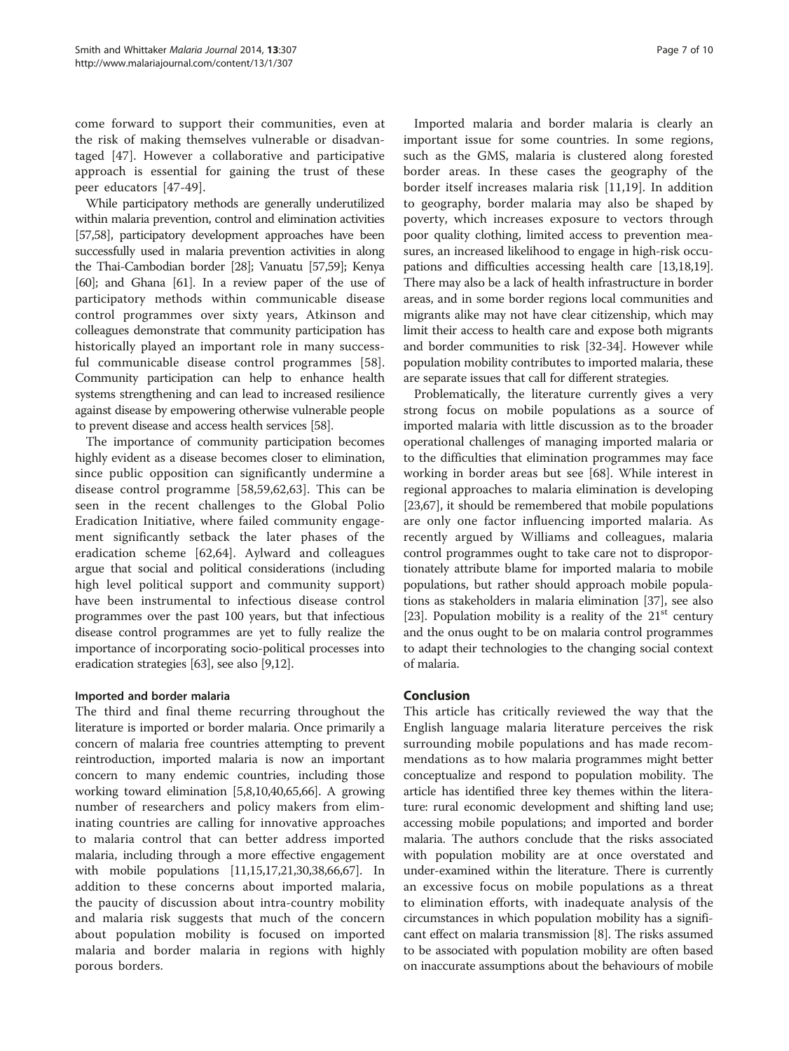come forward to support their communities, even at the risk of making themselves vulnerable or disadvantaged [47]. However a collaborative and participative approach is essential for gaining the trust of these peer educators [47-49].

While participatory methods are generally underutilized within malaria prevention, control and elimination activities [57,58], participatory development approaches have been successfully used in malaria prevention activities in along the Thai-Cambodian border [28]; Vanuatu [57,59]; Kenya [60]; and Ghana [61]. In a review paper of the use of participatory methods within communicable disease control programmes over sixty years, Atkinson and colleagues demonstrate that community participation has historically played an important role in many successful communicable disease control programmes [58]. Community participation can help to enhance health systems strengthening and can lead to increased resilience against disease by empowering otherwise vulnerable people to prevent disease and access health services [58].

The importance of community participation becomes highly evident as a disease becomes closer to elimination, since public opposition can significantly undermine a disease control programme [58,59,62,63]. This can be seen in the recent challenges to the Global Polio Eradication Initiative, where failed community engagement significantly setback the later phases of the eradication scheme [62,64]. Aylward and colleagues argue that social and political considerations (including high level political support and community support) have been instrumental to infectious disease control programmes over the past 100 years, but that infectious disease control programmes are yet to fully realize the importance of incorporating socio-political processes into eradication strategies [63], see also [9,12].

#### Imported and border malaria

The third and final theme recurring throughout the literature is imported or border malaria. Once primarily a concern of malaria free countries attempting to prevent reintroduction, imported malaria is now an important concern to many endemic countries, including those working toward elimination [5,8,10,40,65,66]. A growing number of researchers and policy makers from eliminating countries are calling for innovative approaches to malaria control that can better address imported malaria, including through a more effective engagement with mobile populations [11,15,17,21,30,38,66,67]. In addition to these concerns about imported malaria, the paucity of discussion about intra-country mobility and malaria risk suggests that much of the concern about population mobility is focused on imported malaria and border malaria in regions with highly porous borders.

Imported malaria and border malaria is clearly an important issue for some countries. In some regions, such as the GMS, malaria is clustered along forested border areas. In these cases the geography of the border itself increases malaria risk [11,19]. In addition to geography, border malaria may also be shaped by poverty, which increases exposure to vectors through poor quality clothing, limited access to prevention measures, an increased likelihood to engage in high-risk occupations and difficulties accessing health care [13,18,19]. There may also be a lack of health infrastructure in border areas, and in some border regions local communities and migrants alike may not have clear citizenship, which may limit their access to health care and expose both migrants and border communities to risk [32-34]. However while population mobility contributes to imported malaria, these are separate issues that call for different strategies.

Problematically, the literature currently gives a very strong focus on mobile populations as a source of imported malaria with little discussion as to the broader operational challenges of managing imported malaria or to the difficulties that elimination programmes may face working in border areas but see [68]. While interest in regional approaches to malaria elimination is developing [23,67], it should be remembered that mobile populations are only one factor influencing imported malaria. As recently argued by Williams and colleagues, malaria control programmes ought to take care not to disproportionately attribute blame for imported malaria to mobile populations, but rather should approach mobile populations as stakeholders in malaria elimination [37], see also [23]. Population mobility is a reality of the 21st century and the onus ought to be on malaria control programmes to adapt their technologies to the changing social context of malaria.

## Conclusion

This article has critically reviewed the way that the English language malaria literature perceives the risk surrounding mobile populations and has made recommendations as to how malaria programmes might better conceptualize and respond to population mobility. The article has identified three key themes within the literature: rural economic development and shifting land use; accessing mobile populations; and imported and border malaria. The authors conclude that the risks associated with population mobility are at once overstated and under-examined within the literature. There is currently an excessive focus on mobile populations as a threat to elimination efforts, with inadequate analysis of the circumstances in which population mobility has a significant effect on malaria transmission [8]. The risks assumed to be associated with population mobility are often based on inaccurate assumptions about the behaviours of mobile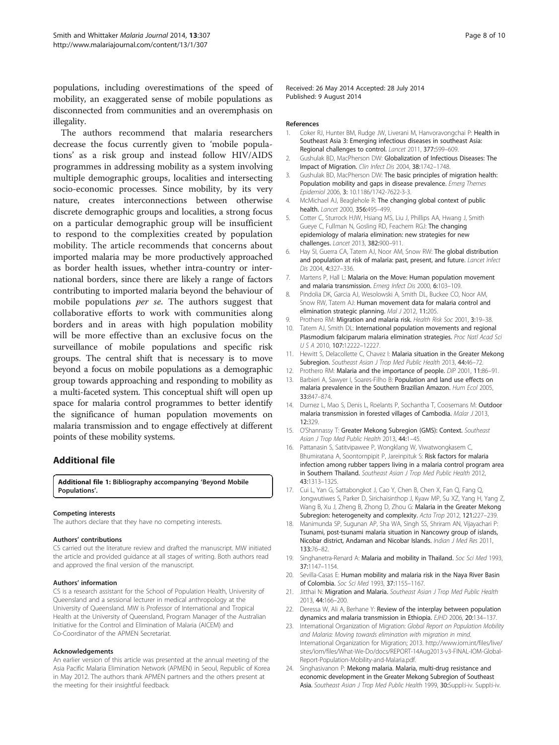populations, including overestimations of the speed of mobility, an exaggerated sense of mobile populations as disconnected from communities and an overemphasis on illegality.

The authors recommend that malaria researchers decrease the focus currently given to 'mobile populations' as a risk group and instead follow HIV/AIDS programmes in addressing mobility as a system involving multiple demographic groups, localities and intersecting socio-economic processes. Since mobility, by its very nature, creates interconnections between otherwise discrete demographic groups and localities, a strong focus on a particular demographic group will be insufficient to respond to the complexities created by population mobility. The article recommends that concerns about imported malaria may be more productively approached as border health issues, whether intra-country or international borders, since there are likely a range of factors contributing to imported malaria beyond the behaviour of mobile populations *per se*. The authors suggest that collaborative efforts to work with communities along borders and in areas with high population mobility will be more effective than an exclusive focus on the surveillance of mobile populations and specific risk groups. The central shift that is necessary is to move beyond a focus on mobile populations as a demographic group towards approaching and responding to mobility as a multi-faceted system. This conceptual shift will open up space for malaria control programmes to better identify the significance of human population movements on malaria transmission and to engage effectively at different points of these mobility systems.

## Additional file

**Additional file 1: Bibliography accompanying 'Beyond Mobile Populations'.**

#### Competing interests

The authors declare that they have no competing interests.

#### Authors' contributions

CS carried out the literature review and drafted the manuscript. MW initiated the article and provided guidance at all stages of writing. Both authors read and approved the final version of the manuscript.

#### Authors' information

CS is a research assistant for the School of Population Health, University of Queensland and a sessional lecturer in medical anthropology at the University of Queensland. MW is Professor of International and Tropical Health at the University of Queensland, Program Manager of the Australian Initiative for the Control and Elimination of Malaria (AICEM) and Co-Coordinator of the APMEN Secretariat.

#### Acknowledgements

An earlier version of this article was presented at the annual meeting of the Asia Pacific Malaria Elimination Network (APMEN) in Seoul, Republic of Korea in May 2012. The authors thank APMEN partners and the others present at the meeting for their insightful feedback.

Received: 26 May 2014 Accepted: 28 July 2014
Published: 9 August 2014

#### References

1. Coker RJ, Hunter BM, Rudge JW, Liverani M, Hanvoravongchai P: **Health in Southeast Asia 3: Emerging infectious diseases in southeast Asia: Regional challenges to control.** *Lancet* 2011, **377:**599–609.
2. Gushulak BD, MacPherson DW: **Globalization of Infectious Diseases: The Impact of Migration.** *Clin Infect Dis* 2004, **38:**1742–1748.
3. Gushulak BD, MacPherson DW: **The basic principles of migration health: Population mobility and gaps in disease prevalence.** *Emerg Themes Epidemiol* 2006, **3:** 10.1186/1742-7622-3-3.
4. McMichael AJ, Beaglehole R: **The changing global context of public health.** *Lancet* 2000, **356:**495–499.
5. Cotter C, Sturrock HJW, Hsiang MS, Liu J, Phillips AA, Hwang J, Smith Gueye C, Fullman N, Gosling RD, Feachem RGJ: **The changing epidemiology of malaria elimination: new strategies for new challenges.** *Lancet* 2013, **382:**900–911.
6. Hay SI, Guerra CA, Tatem AJ, Noor AM, Snow RW: **The global distribution and population at risk of malaria: past, present, and future.** *Lancet Infect Dis* 2004, **4:**327–336.
7. Martens P, Hall L: **Malaria on the Move: Human population movement and malaria transmission.** *Emerg Infect Dis* 2000, **6:**103–109.
8. Pindolia DK, Garcia AJ, Wesolowski A, Smith DL, Buckee CO, Noor AM, Snow RW, Tatem AJ: **Human movement data for malaria control and elimination strategic planning.** *Mal J* 2012, **11:**205.
9. Prothero RM: **Migration and malaria risk.** *Health Risk Soc* 2001, **3:**19–38.
10. Tatem AJ, Smith DL: **International population movements and regional Plasmodium falciparum malaria elimination strategies.** *Proc Natl Acad Sci U S A* 2010, **107:**12222–12227.
11. Hewitt S, Delacollette C, Chavez I: **Malaria situation in the Greater Mekong Subregion.** *Southeast Asian J Trop Med Public Health* 2013, **44:**46–72.
12. Prothero RM: **Malaria and the importance of people.** *DIP* 2001, **11:**86–91.
13. Barbieri A, Sawyer I, Soares-Filho B: **Population and land use effects on malaria prevalence in the Southern Brazilian Amazon.** *Hum Ecol* 2005, **33:**847–874.
14. Durnez L, Mao S, Denis L, Roelants P, Sochantha T, Coosemans M: **Outdoor malaria transmission in forested villages of Cambodia.** *Malar J* 2013, **12:**329.
15. O'Shannassy T: **Greater Mekong Subregion (GMS): Context.** *Southeast Asian J Trop Med Public Health* 2013, **44:**1–45.
16. Pattanasin S, Satitvipawee P, Wongklang W, Viwatwongkasem C, Bhumiratana A, Soontornpipit P, Jareinpituk S: **Risk factors for malaria infection among rubber tappers living in a malaria control program area in Southern Thailand.** *Southeast Asian J Trop Med Public Health* 2012, **43:**1313–1325.
17. Cui L, Yan G, Sattabongkot J, Cao Y, Chen B, Chen X, Fan Q, Fang Q, Jongwutiwes S, Parker D, Sirichaisinthop J, Kyaw MP, Su XZ, Yang H, Yang Z, Wang B, Xu J, Zheng B, Zhong D, Zhou G: **Malaria in the Greater Mekong Subregion: heterogeneity and complexity.** *Acta Trop* 2012, **121:**227–239.
18. Manimunda SP, Sugunan AP, Sha WA, Singh SS, Shriram AN, Vijayachari P: **Tsunami, post-tsunami malaria situation in Nancowry group of islands, Nicobar district, Andaman and Nicobar Islands.** *Indian J Med Res* 2011, **133:**76–82.
19. Singhanetra-Renard A: **Malaria and mobility in Thailand.** *Soc Sci Med* 1993, **37:**1147–1154.
20. Sevilla-Casas E: **Human mobility and malaria risk in the Naya River Basin of Colombia.** *Soc Sci Med* 1993, **37:**1155–1167.
21. Jitthai N: **Migration and Malaria.** *Southeast Asian J Trop Med Public Health* 2013, **44:**166–200.
22. Deressa W, Ali A, Berhane Y: **Review of the interplay between population dynamics and malaria transmission in Ethiopia.** *EJHD* 2006, **20:**134–137.
23. International Organization of Migration: *Global Report on Population Mobility and Malaria: Moving towards elimination with migration in mind.* International Organization for Migration; 2013. http://www.iom.int/files/live/sites/iom/files/What-We-Do/docs/REPORT-14Aug2013-v3-FINAL-IOM-Global-Report-Population-Mobility-and-Malaria.pdf.
24. Singhasivanon P: **Mekong malaria. Malaria, multi-drug resistance and economic development in the Greater Mekong Subregion of Southeast Asia.** *Southeast Asian J Trop Med Public Health* 1999, **30:**Suppl:i-iv. Suppl:i-iv.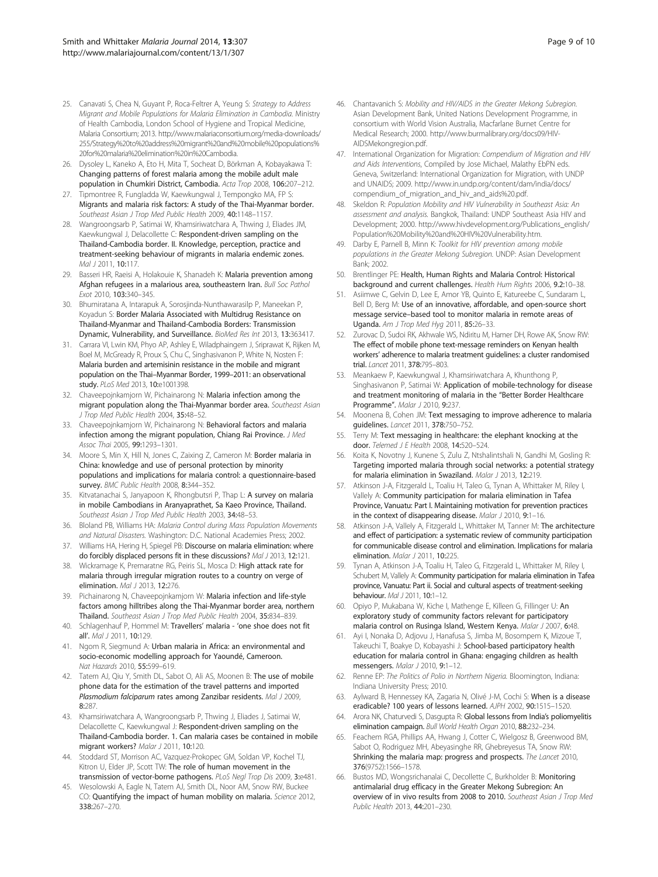25. Canavati S, Chea N, Guyant P, Roca-Feltrer A, Yeung S: *Strategy to Address Migrant and Mobile Populations for Malaria Elimination in Cambodia*. Ministry of Health Cambodia, London School of Hygiene and Tropical Medicine, Malaria Consortium; 2013. http://www.malariaconsortium.org/media-downloads/255/Strategy%20to%20address%20migrant%20and%20mobile%20populations%20for%20malaria%20elimination%20in%20Cambodia.
26. Dysoley L, Kaneko A, Eto H, Mita T, Socheat D, Börkman A, Kobayakawa T: **Changing patterns of forest malaria among the mobile adult male population in Chumkiri District, Cambodia.** *Acta Trop* 2008, **106:**207–212.
27. Tipmontree R, Fungladda W, Kaewkungwal J, Tempongko MA, FP S: **Migrants and malaria risk factors: A study of the Thai-Myanmar border.** *Southeast Asian J Trop Med Public Health* 2009, **40:**1148–1157.
28. Wangroongsarb P, Satimai W, Khamsiriwatchara A, Thwing J, Eliades JM, Kaewkungwal J, Delacollette C: **Respondent-driven sampling on the Thailand-Cambodia border. II. Knowledge, perception, practice and treatment-seeking behaviour of migrants in malaria endemic zones.** *Mal J* 2011, **10:**117.
29. Basseri HR, Raeisi A, Holakouie K, Shanadeh K: **Malaria prevention among Afghan refugees in a malarious area, southeastern Iran.** *Bull Soc Pathol Exot* 2010, **103:**340–345.
30. Bhumiratana A, Intarapuk A, Sorosjinda-Nunthawarasilp P, Maneekan P, Koyadun S: **Border Malaria Associated with Multidrug Resistance on Thailand-Myanmar and Thailand-Cambodia Borders: Transmission Dynamic, Vulnerability, and Surveillance.** *BioMed Res Int* 2013, **13:**363417.
31. Carrara VI, Lwin KM, Phyo AP, Ashley E, Wiladphaingern J, Sriprawat K, Rijken M, Boel M, McGready R, Proux S, Chu C, Singhasivanon P, White N, Nosten F: **Malaria burden and artemisinin resistance in the mobile and migrant population on the Thai–Myanmar Border, 1999–2011: an observational study.** *PLoS Med* 2013, **10:**e1001398.
32. Chaveepojnkamjorn W, Pichainarong N: **Malaria infection among the migrant population along the Thai-Myanmar border area.** *Southeast Asian J Trop Med Public Health* 2004, **35:**48–52.
33. Chaveepojnkamjorn W, Pichainarong N: **Behavioral factors and malaria infection among the migrant population, Chiang Rai Province.** *J Med Assoc Thai* 2005, **99:**1293–1301.
34. Moore S, Min X, Hill N, Jones C, Zaixing Z, Cameron M: **Border malaria in China: knowledge and use of personal protection by minority populations and implications for malaria control: a questionnaire-based survey.** *BMC Public Health* 2008, **8:**344–352.
35. Kitvatanachai S, Janyapoon K, Rhongbutsri P, Thap L: **A survey on malaria in mobile Cambodians in Aranyaprathet, Sa Kaeo Province, Thailand.** *Southeast Asian J Trop Med Public Health* 2003, **34:**48–53.
36. Bloland PB, Williams HA: *Malaria Control during Mass Population Movements and Natural Disasters.* Washington: D.C. National Academies Press; 2002.
37. Williams HA, Hering H, Spiegel PB: **Discourse on malaria elimination: where do forcibly displaced persons fit in these discussions?** *Mal J* 2013, **12:**121.
38. Wickramage K, Premaratne RG, Peiris SL, Mosca D: **High attack rate for malaria through irregular migration routes to a country on verge of elimination.** *Mal J* 2013, **12:**276.
39. Pichainarong N, Chaveepojnkamjorn W: **Malaria infection and life-style factors among hilltribes along the Thai-Myanmar border area, northern Thailand.** *Southeast Asian J Trop Med Public Health* 2004, **35:**834–839.
40. Schlagenhauf P, Hommel M: **Travellers' malaria - 'one shoe does not fit all'.** *Mal J* 2011, **10:**129.
41. Ngom R, Siegmund A: **Urban malaria in Africa: an environmental and socio-economic modelling approach for Yaoundé, Cameroon.** *Nat Hazards* 2010, **55:**599–619.
42. Tatem AJ, Qiu Y, Smith DL, Sabot O, Ali AS, Moonen B: **The use of mobile phone data for the estimation of the travel patterns and imported *Plasmodium falciparum* rates among Zanzibar residents.** *Mal J* 2009, **8:**287.
43. Khamsiriwatchara A, Wangroongsarb P, Thwing J, Eliades J, Satimai W, Delacollette C, Kaewkungwal J: **Respondent-driven sampling on the Thailand-Cambodia border. 1. Can malaria cases be contained in mobile migrant workers?** *Malar J* 2011, **10:**120.
44. Stoddard ST, Morrison AC, Vazquez-Prokopec GM, Soldan VP, Kochel TJ, Kitron U, Elder JP, Scott TW: **The role of human movement in the transmission of vector-borne pathogens.** *PLoS Negl Trop Dis* 2009, **3:**e481.
45. Wesolowski A, Eagle N, Tatem AJ, Smith DL, Noor AM, Snow RW, Buckee CO: **Quantifying the impact of human mobility on malaria.** *Science* 2012, **338:**267–270.
46. Chantavanich S: *Mobility and HIV/AIDS in the Greater Mekong Subregion.* Asian Development Bank, United Nations Development Programme, in consortium with World Vision Australia, Macfarlane Burnet Centre for Medical Research; 2000. http://www.burmalibrary.org/docs09/HIV-AIDSMekongregion.pdf.
47. International Organization for Migration: *Compendium of Migration and HIV and Aids Interventions*, Compiled by Jose Michael, Malathy EbPN eds. Geneva, Switzerland: International Organization for Migration, with UNDP and UNAIDS; 2009. http://www.in.undp.org/content/dam/india/docs/compendium_of_migration_and_hiv_and_aids%20.pdf.
48. Skeldon R: *Population Mobility and HIV Vulnerability in Southeast Asia: An assessment and analysis.* Bangkok, Thailand: UNDP Southeast Asia HIV and Development; 2000. http://www.hivdevelopment.org/Publications_english/Population%20Mobility%20and%20HIV%20Vulnerability.htm.
49. Darby E, Parnell B, Minn K: *Toolkit for HIV prevention among mobile populations in the Greater Mekong Subregion.* UNDP: Asian Development Bank; 2002.
50. Brentlinger PE: **Health, Human Rights and Malaria Control: Historical background and current challenges.** *Health Hum Rights* 2006, **9.2:**10–38.
51. Asiimwe C, Gelvin D, Lee E, Amor YB, Quinto E, Katureebe C, Sundaram L, Bell D, Berg M: **Use of an innovative, affordable, and open-source short message service–based tool to monitor malaria in remote areas of Uganda.** *Am J Trop Med Hyg* 2011, **85:**26–33.
52. Zurovac D, Sudoi RK, Akhwale WS, Ndiritu M, Hamer DH, Rowe AK, Snow RW: **The effect of mobile phone text-message reminders on Kenyan health workers' adherence to malaria treatment guidelines: a cluster randomised trial.** *Lancet* 2011, **378:**795–803.
53. Meankaew P, Kaewkungwal J, Khamsiriwatchara A, Khunthong P, Singhasivanon P, Satimai W: **Application of mobile-technology for disease and treatment monitoring of malaria in the "Better Border Healthcare Programme".** *Malar J* 2010, **9:**237.
54. Moonena B, Cohen JM: **Text messaging to improve adherence to malaria guidelines.** *Lancet* 2011, **378:**750–752.
55. Terry M: **Text messaging in healthcare: the elephant knocking at the door.** *Telemed J E Health* 2008, **14:**520–524.
56. Koita K, Novotny J, Kunene S, Zulu Z, Ntshalintshali N, Gandhi M, Gosling R: **Targeting imported malaria through social networks: a potential strategy for malaria elimination in Swaziland.** *Malar J* 2013, **12:**219.
57. Atkinson J-A, Fitzgerald L, Toaliu H, Taleo G, Tynan A, Whittaker M, Riley I, Vallely A: **Community participation for malaria elimination in Tafea Province, Vanuatu: Part I. Maintaining motivation for prevention practices in the context of disappearing disease.** *Malar J* 2010, **9:**1–16.
58. Atkinson J-A, Vallely A, Fitzgerald L, Whittaker M, Tanner M: **The architecture and effect of participation: a systematic review of community participation for communicable disease control and elimination. Implications for malaria elimination.** *Malar J* 2011, **10:**225.
59. Tynan A, Atkinson J-A, Toaliu H, Taleo G, Fitzgerald L, Whittaker M, Riley I, Schubert M, Vallely A: **Community participation for malaria elimination in Tafea province, Vanuatu: Part ii. Social and cultural aspects of treatment-seeking behaviour.** *Mal J* 2011, **10:**1–12.
60. Opiyo P, Mukabana W, Kiche I, Mathenge E, Killeen G, Fillinger U: **An exploratory study of community factors relevant for participatory malaria control on Rusinga Island, Western Kenya.** *Malar J* 2007, **6:**48.
61. Ayi I, Nonaka D, Adjovu J, Hanafusa S, Jimba M, Bosompem K, Mizoue T, Takeuchi T, Boakye D, Kobayashi J: **School-based participatory health education for malaria control in Ghana: engaging children as health messengers.** *Malar J* 2010, **9:**1–12.
62. Renne EP: *The Politics of Polio in Northern Nigeria.* Bloomington, Indiana: Indiana University Press; 2010.
63. Aylward B, Hennessey KA, Zagaria N, Olivé J-M, Cochi S: **When is a disease eradicable? 100 years of lessons learned.** *AJPH* 2002, **90:**1515–1520.
64. Arora NK, Chaturvedi S, Dasgupta R: **Global lessons from India's poliomyelitis elimination campaign.** *Bull World Health Organ* 2010, **88:**232–234.
65. Feachem RGA, Phillips AA, Hwang J, Cotter C, Wielgosz B, Greenwood BM, Sabot O, Rodriguez MH, Abeyasinghe RR, Ghebreyesus TA, Snow RW: **Shrinking the malaria map: progress and prospects.** *The Lancet* 2010, **376**(9752)**:**1566–1578.
66. Bustos MD, Wongsrichanalai C, Decollette C, Burkholder B: **Monitoring antimalarial drug efficacy in the Greater Mekong Subregion: An overview of in vivo results from 2008 to 2010.** *Southeast Asian J Trop Med Public Health* 2013, **44:**201–230.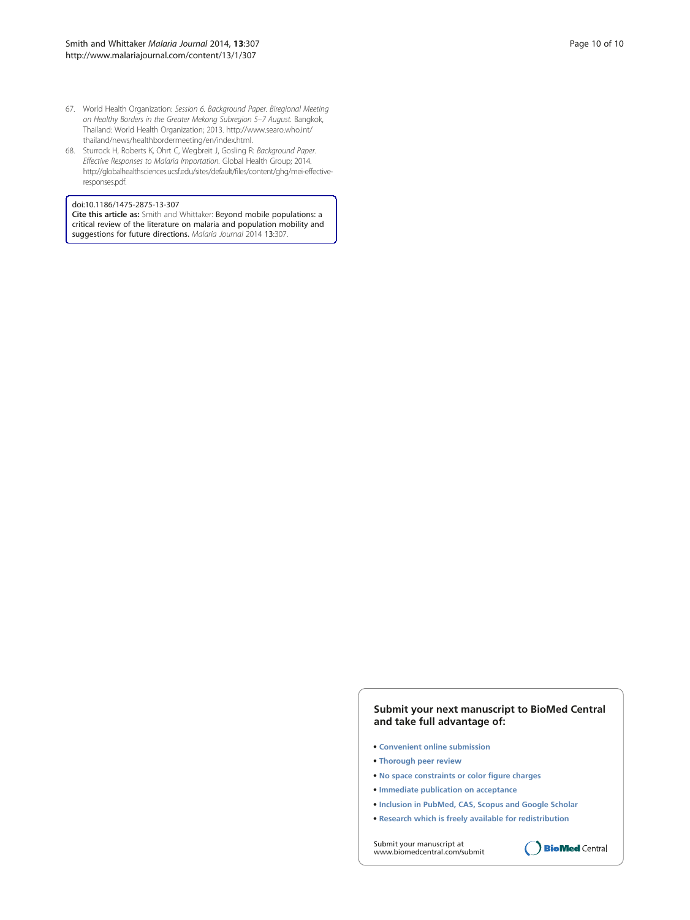67. World Health Organization: *Session 6. Background Paper. Biregional Meeting on Healthy Borders in the Greater Mekong Subregion 5–7 August.* Bangkok, Thailand: World Health Organization; 2013. http://www.searo.who.int/thailand/news/healthbordermeeting/en/index.html.
68. Sturrock H, Roberts K, Ohrt C, Wegbreit J, Gosling R: *Background Paper. Effective Responses to Malaria Importation.* Global Health Group; 2014. http://globalhealthsciences.ucsf.edu/sites/default/files/content/ghg/mei-effective-responses.pdf.

doi:10.1186/1475-2875-13-307

**Cite this article as:** Smith and Whittaker: Beyond mobile populations: a critical review of the literature on malaria and population mobility and suggestions for future directions. *Malaria Journal* 2014 **13**:307.

**Submit your next manuscript to BioMed Central and take full advantage of:**

- **Convenient online submission**
- **Thorough peer review**
- **No space constraints or color figure charges**
- **Immediate publication on acceptance**
- **Inclusion in PubMed, CAS, Scopus and Google Scholar**
- **Research which is freely available for redistribution**

Submit your manuscript at www.biomedcentral.com/submit

BioMed Central